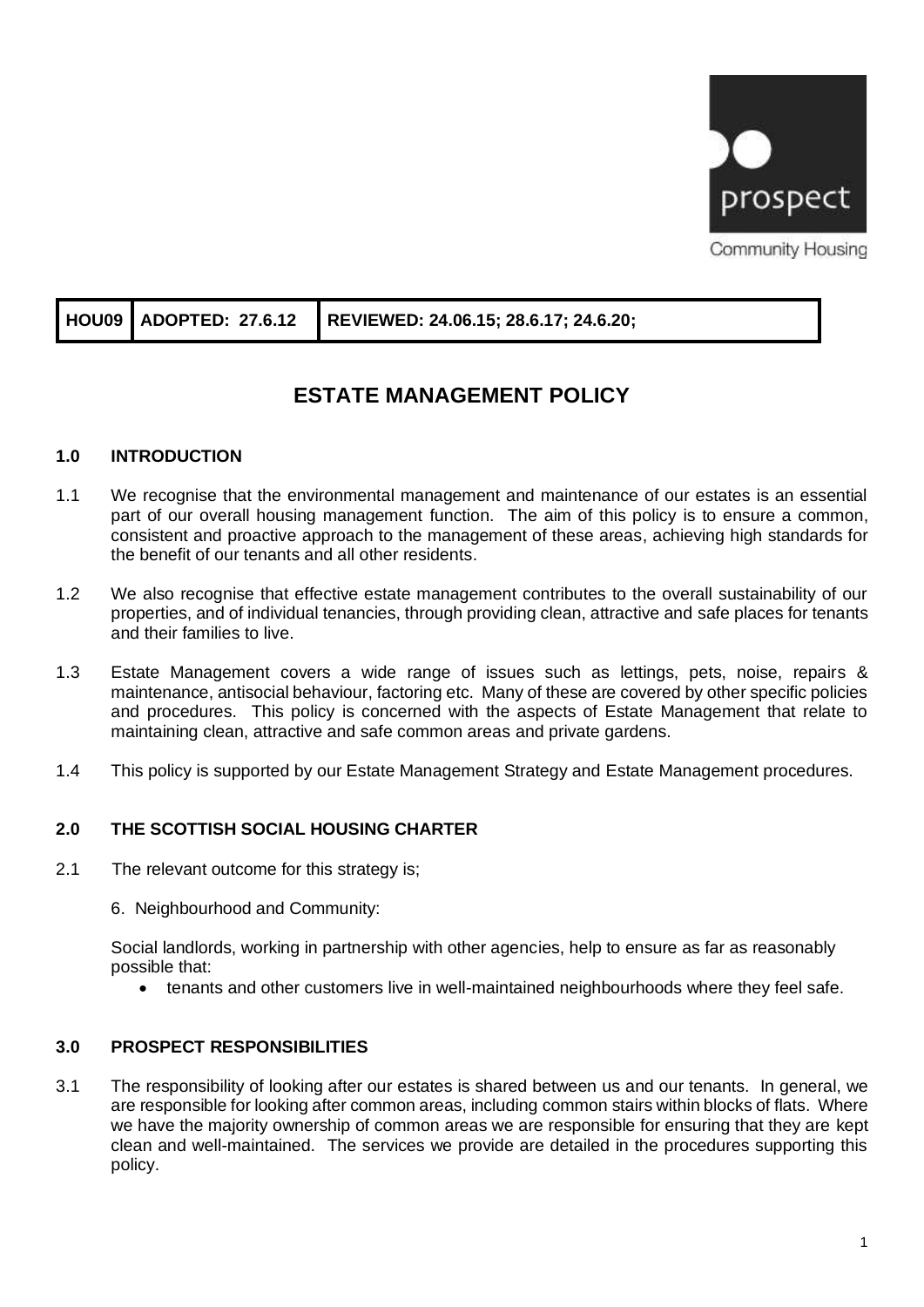prospect

Community Housing

| HOU09 | ADOPTED: 27.6.12 | REVIEWED: 24.06.15; 28.6.17; 24.6.20; |
|---|---|---|

# ESTATE MANAGEMENT POLICY

## 1.0 INTRODUCTION

1.1 We recognise that the environmental management and maintenance of our estates is an essential part of our overall housing management function. The aim of this policy is to ensure a common, consistent and proactive approach to the management of these areas, achieving high standards for the benefit of our tenants and all other residents.

1.2 We also recognise that effective estate management contributes to the overall sustainability of our properties, and of individual tenancies, through providing clean, attractive and safe places for tenants and their families to live.

1.3 Estate Management covers a wide range of issues such as lettings, pets, noise, repairs & maintenance, antisocial behaviour, factoring etc. Many of these are covered by other specific policies and procedures. This policy is concerned with the aspects of Estate Management that relate to maintaining clean, attractive and safe common areas and private gardens.

1.4 This policy is supported by our Estate Management Strategy and Estate Management procedures.

## 2.0 THE SCOTTISH SOCIAL HOUSING CHARTER

2.1 The relevant outcome for this strategy is;

6. Neighbourhood and Community:

Social landlords, working in partnership with other agencies, help to ensure as far as reasonably possible that:

- tenants and other customers live in well-maintained neighbourhoods where they feel safe.

## 3.0 PROSPECT RESPONSIBILITIES

3.1 The responsibility of looking after our estates is shared between us and our tenants. In general, we are responsible for looking after common areas, including common stairs within blocks of flats. Where we have the majority ownership of common areas we are responsible for ensuring that they are kept clean and well-maintained. The services we provide are detailed in the procedures supporting this policy.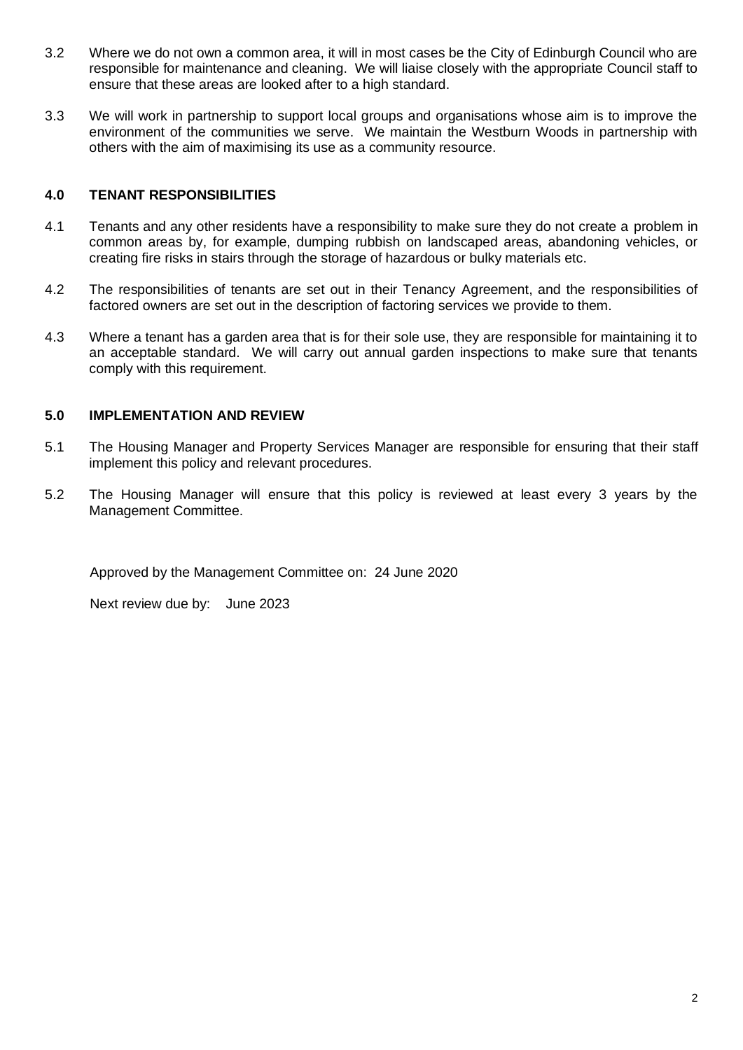3.2 Where we do not own a common area, it will in most cases be the City of Edinburgh Council who are responsible for maintenance and cleaning. We will liaise closely with the appropriate Council staff to ensure that these areas are looked after to a high standard.

3.3 We will work in partnership to support local groups and organisations whose aim is to improve the environment of the communities we serve. We maintain the Westburn Woods in partnership with others with the aim of maximising its use as a community resource.

## 4.0 TENANT RESPONSIBILITIES

4.1 Tenants and any other residents have a responsibility to make sure they do not create a problem in common areas by, for example, dumping rubbish on landscaped areas, abandoning vehicles, or creating fire risks in stairs through the storage of hazardous or bulky materials etc.

4.2 The responsibilities of tenants are set out in their Tenancy Agreement, and the responsibilities of factored owners are set out in the description of factoring services we provide to them.

4.3 Where a tenant has a garden area that is for their sole use, they are responsible for maintaining it to an acceptable standard. We will carry out annual garden inspections to make sure that tenants comply with this requirement.

## 5.0 IMPLEMENTATION AND REVIEW

5.1 The Housing Manager and Property Services Manager are responsible for ensuring that their staff implement this policy and relevant procedures.

5.2 The Housing Manager will ensure that this policy is reviewed at least every 3 years by the Management Committee.

Approved by the Management Committee on: 24 June 2020

Next review due by: June 2023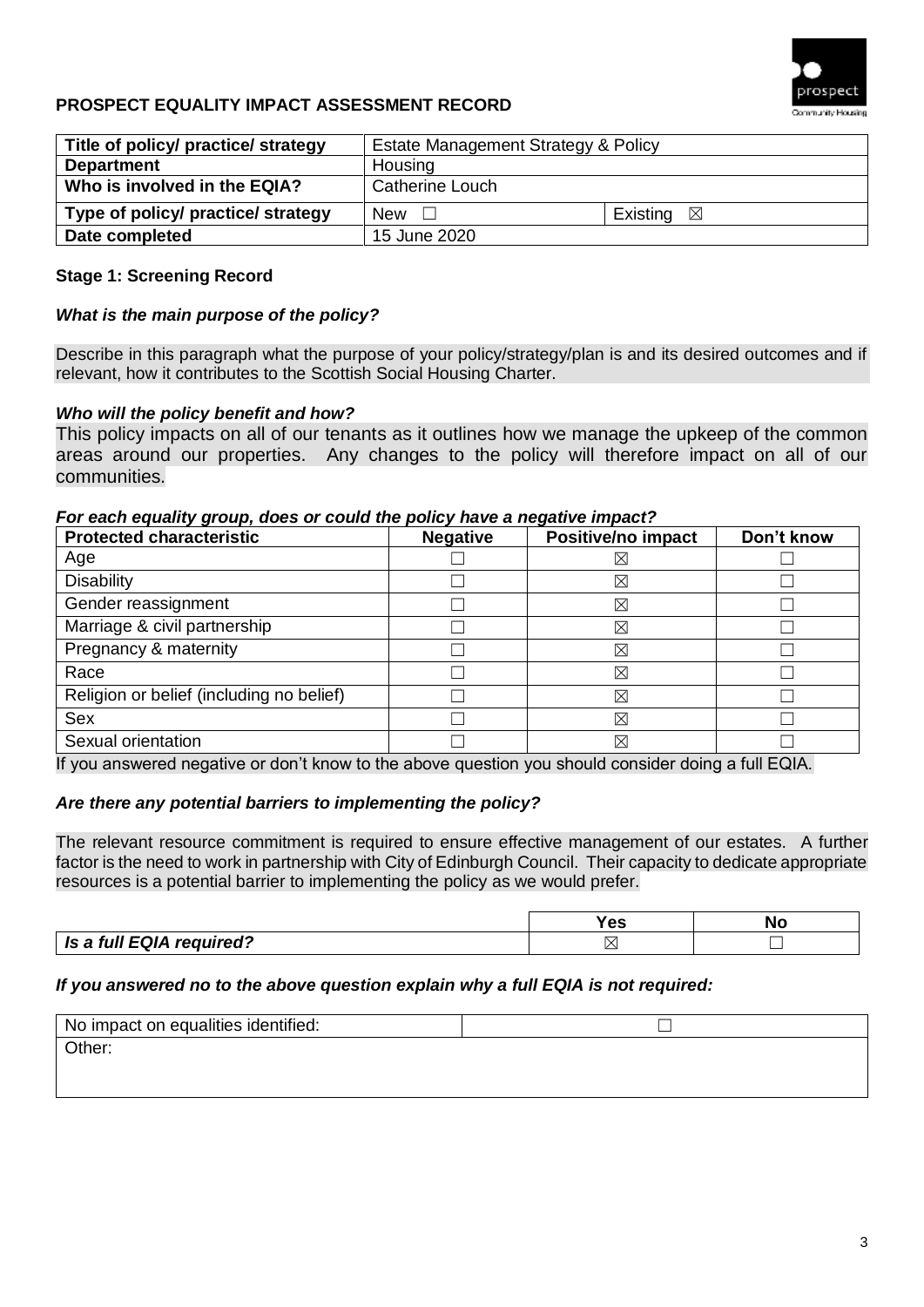**PROSPECT EQUALITY IMPACT ASSESSMENT RECORD**

| Title of policy/ practice/ strategy | Estate Management Strategy & Policy | |
|---|---|---|
| **Department** | Housing | |
| **Who is involved in the EQIA?** | Catherine Louch | |
| **Type of policy/ practice/ strategy** | New ☐ | Existing ☒ |
| **Date completed** | 15 June 2020 | |

**Stage 1: Screening Record**

***What is the main purpose of the policy?***

Describe in this paragraph what the purpose of your policy/strategy/plan is and its desired outcomes and if relevant, how it contributes to the Scottish Social Housing Charter.

***Who will the policy benefit and how?***

This policy impacts on all of our tenants as it outlines how we manage the upkeep of the common areas around our properties. Any changes to the policy will therefore impact on all of our communities.

***For each equality group, does or could the policy have a negative impact?***

| Protected characteristic | Negative | Positive/no impact | Don't know |
|---|---|---|---|
| Age | ☐ | ☒ | ☐ |
| Disability | ☐ | ☒ | ☐ |
| Gender reassignment | ☐ | ☒ | ☐ |
| Marriage & civil partnership | ☐ | ☒ | ☐ |
| Pregnancy & maternity | ☐ | ☒ | ☐ |
| Race | ☐ | ☒ | ☐ |
| Religion or belief (including no belief) | ☐ | ☒ | ☐ |
| Sex | ☐ | ☒ | ☐ |
| Sexual orientation | ☐ | ☒ | ☐ |

If you answered negative or don't know to the above question you should consider doing a full EQIA.

***Are there any potential barriers to implementing the policy?***

The relevant resource commitment is required to ensure effective management of our estates. A further factor is the need to work in partnership with City of Edinburgh Council. Their capacity to dedicate appropriate resources is a potential barrier to implementing the policy as we would prefer.

| | Yes | No |
|---|---|---|
| ***Is a full EQIA required?*** | ☒ | ☐ |

***If you answered no to the above question explain why a full EQIA is not required:***

| No impact on equalities identified: | ☐ |
|---|---|
| Other: | |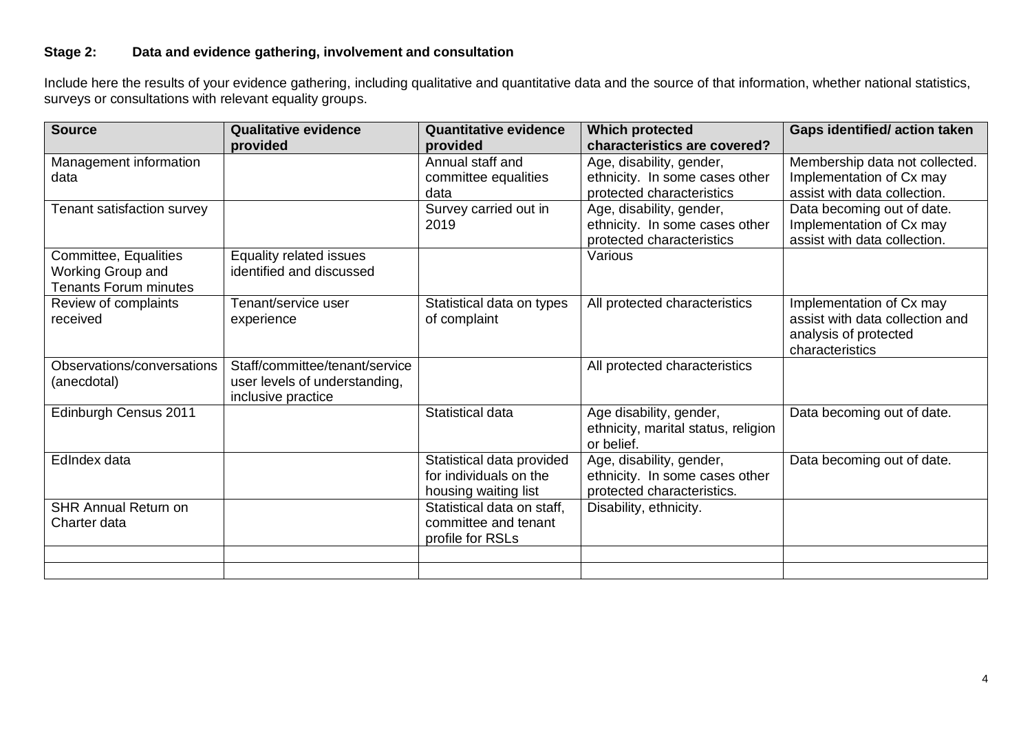**Stage 2: Data and evidence gathering, involvement and consultation**

Include here the results of your evidence gathering, including qualitative and quantitative data and the source of that information, whether national statistics, surveys or consultations with relevant equality groups.

| Source | Qualitative evidence provided | Quantitative evidence provided | Which protected characteristics are covered? | Gaps identified/ action taken |
|---|---|---|---|---|
| Management information data | | Annual staff and committee equalities data | Age, disability, gender, ethnicity. In some cases other protected characteristics | Membership data not collected. Implementation of Cx may assist with data collection. |
| Tenant satisfaction survey | | Survey carried out in 2019 | Age, disability, gender, ethnicity. In some cases other protected characteristics | Data becoming out of date. Implementation of Cx may assist with data collection. |
| Committee, Equalities Working Group and Tenants Forum minutes | Equality related issues identified and discussed | | Various | |
| Review of complaints received | Tenant/service user experience | Statistical data on types of complaint | All protected characteristics | Implementation of Cx may assist with data collection and analysis of protected characteristics |
| Observations/conversations (anecdotal) | Staff/committee/tenant/service user levels of understanding, inclusive practice | | All protected characteristics | |
| Edinburgh Census 2011 | | Statistical data | Age disability, gender, ethnicity, marital status, religion or belief. | Data becoming out of date. |
| EdIndex data | | Statistical data provided for individuals on the housing waiting list | Age, disability, gender, ethnicity. In some cases other protected characteristics. | Data becoming out of date. |
| SHR Annual Return on Charter data | | Statistical data on staff, committee and tenant profile for RSLs | Disability, ethnicity. | |
| | | | | |
| | | | | |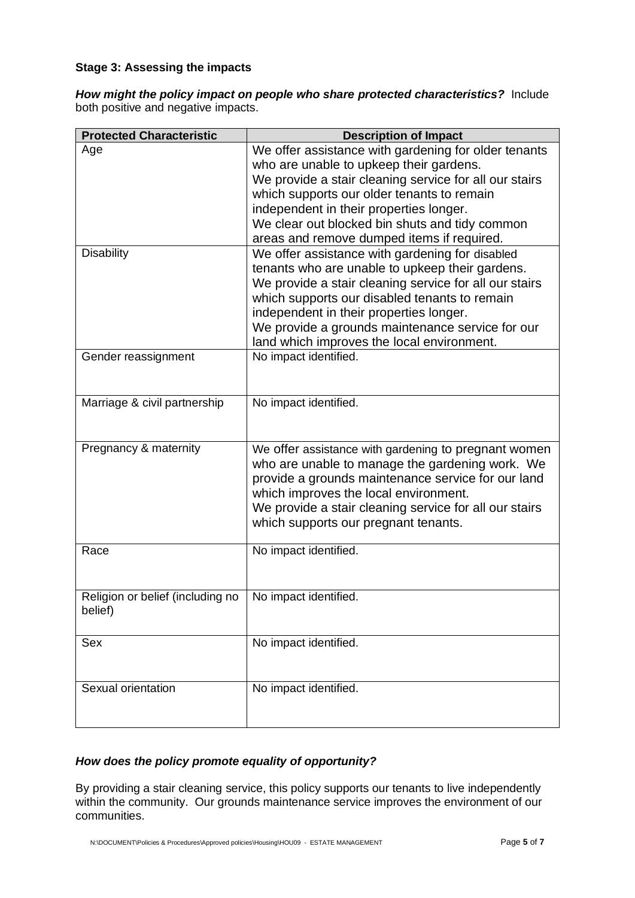**Stage 3: Assessing the impacts**

***How might the policy impact on people who share protected characteristics?*** Include both positive and negative impacts.

| Protected Characteristic | Description of Impact |
|---|---|
| Age | We offer assistance with gardening for older tenants who are unable to upkeep their gardens. We provide a stair cleaning service for all our stairs which supports our older tenants to remain independent in their properties longer. We clear out blocked bin shuts and tidy common areas and remove dumped items if required. |
| Disability | We offer assistance with gardening for disabled tenants who are unable to upkeep their gardens. We provide a stair cleaning service for all our stairs which supports our disabled tenants to remain independent in their properties longer. We provide a grounds maintenance service for our land which improves the local environment. |
| Gender reassignment | No impact identified. |
| Marriage & civil partnership | No impact identified. |
| Pregnancy & maternity | We offer assistance with gardening to pregnant women who are unable to manage the gardening work. We provide a grounds maintenance service for our land which improves the local environment. We provide a stair cleaning service for all our stairs which supports our pregnant tenants. |
| Race | No impact identified. |
| Religion or belief (including no belief) | No impact identified. |
| Sex | No impact identified. |
| Sexual orientation | No impact identified. |

***How does the policy promote equality of opportunity?***

By providing a stair cleaning service, this policy supports our tenants to live independently within the community. Our grounds maintenance service improves the environment of our communities.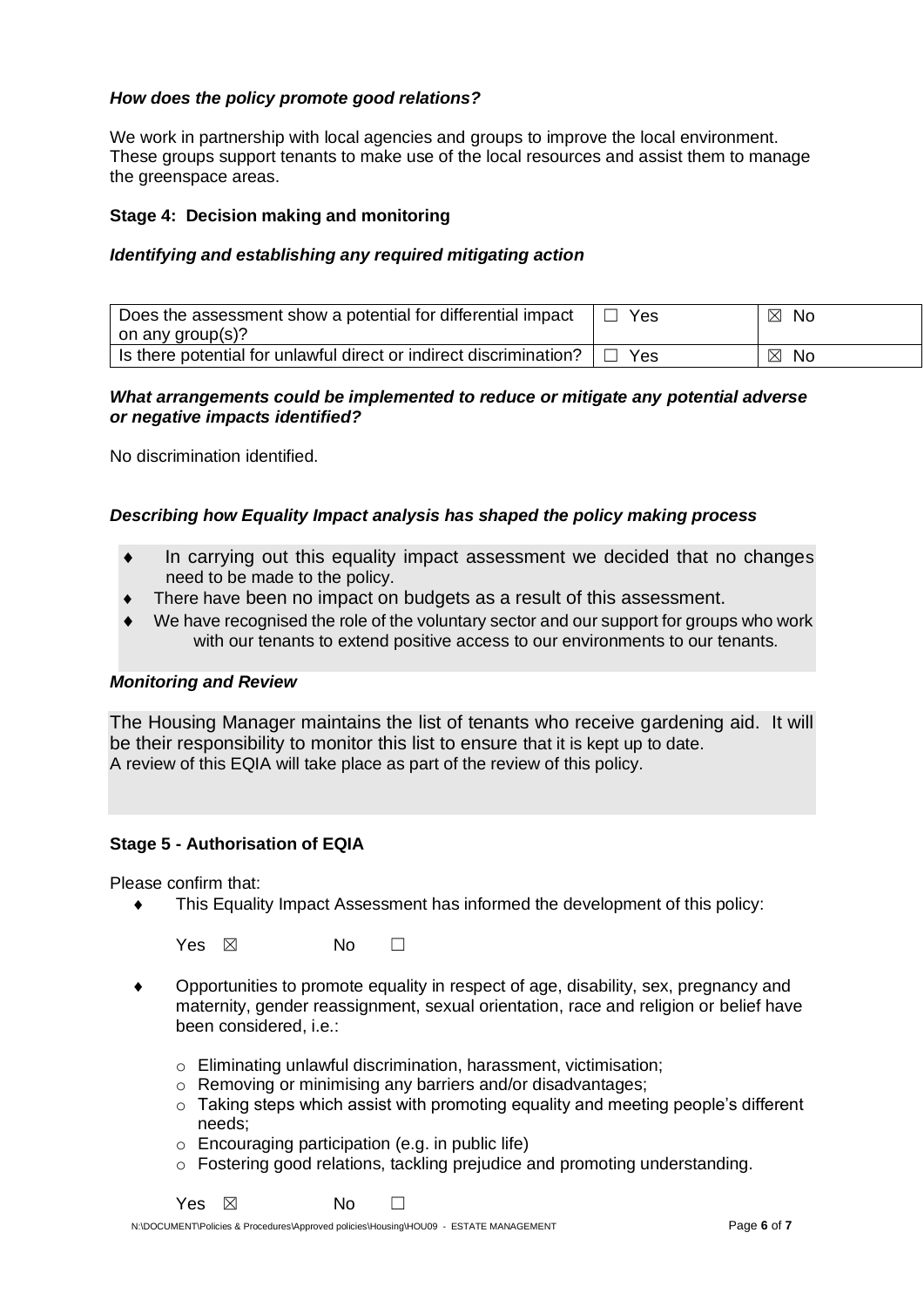***How does the policy promote good relations?***

We work in partnership with local agencies and groups to improve the local environment. These groups support tenants to make use of the local resources and assist them to manage the greenspace areas.

**Stage 4: Decision making and monitoring**

***Identifying and establishing any required mitigating action***

| | | |
|---|---|---|
| Does the assessment show a potential for differential impact on any group(s)? | ☐ Yes | ☒ No |
| Is there potential for unlawful direct or indirect discrimination? | ☐ Yes | ☒ No |

***What arrangements could be implemented to reduce or mitigate any potential adverse or negative impacts identified?***

No discrimination identified.

***Describing how Equality Impact analysis has shaped the policy making process***

- In carrying out this equality impact assessment we decided that no changes need to be made to the policy.
- There have been no impact on budgets as a result of this assessment.
- We have recognised the role of the voluntary sector and our support for groups who work with our tenants to extend positive access to our environments to our tenants.

***Monitoring and Review***

The Housing Manager maintains the list of tenants who receive gardening aid. It will be their responsibility to monitor this list to ensure that it is kept up to date.
A review of this EQIA will take place as part of the review of this policy.

**Stage 5 - Authorisation of EQIA**

Please confirm that:

- This Equality Impact Assessment has informed the development of this policy:

  Yes ☒ No ☐

- Opportunities to promote equality in respect of age, disability, sex, pregnancy and maternity, gender reassignment, sexual orientation, race and religion or belief have been considered, i.e.:
  - Eliminating unlawful discrimination, harassment, victimisation;
  - Removing or minimising any barriers and/or disadvantages;
  - Taking steps which assist with promoting equality and meeting people's different needs;
  - Encouraging participation (e.g. in public life)
  - Fostering good relations, tackling prejudice and promoting understanding.

  Yes ☒ No ☐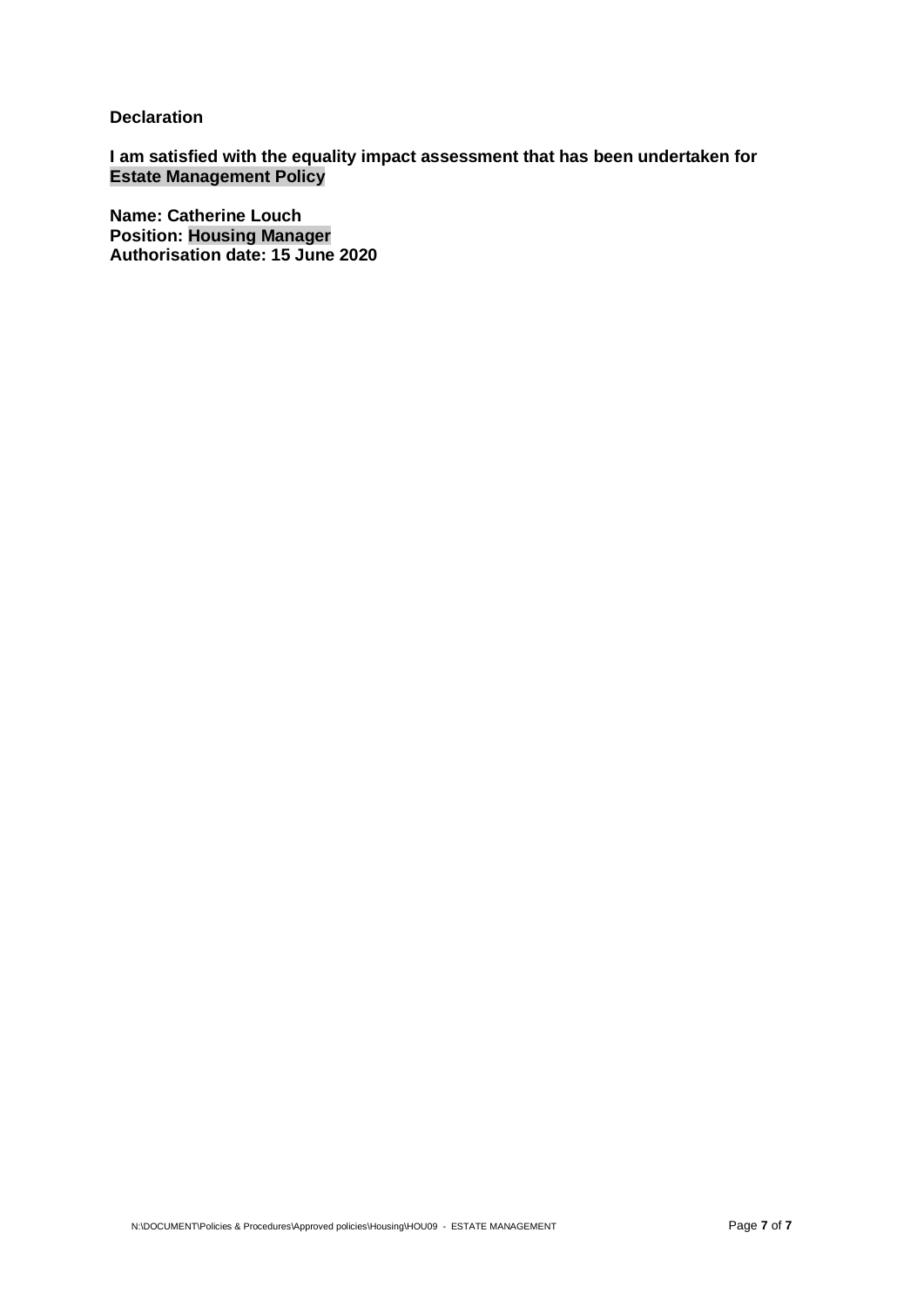**Declaration**

**I am satisfied with the equality impact assessment that has been undertaken for Estate Management Policy**

**Name: Catherine Louch**
**Position: Housing Manager**
**Authorisation date: 15 June 2020**